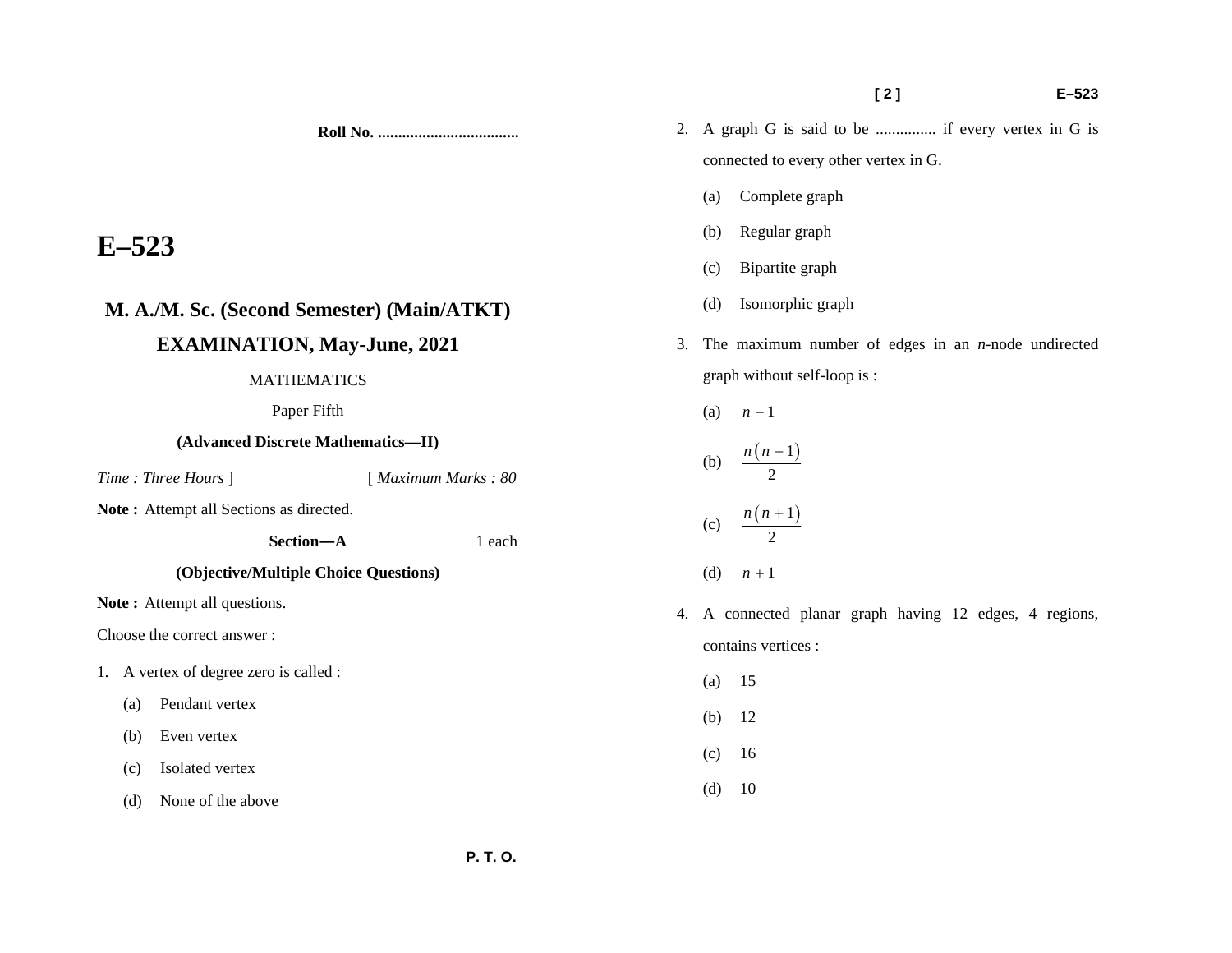**Roll No. ...................................**

# E–523

## M. A./M. Sc. (Second Semester) (Main/ATKT) EXAMINATION, May-June, 2021

MATHEMATICS

Paper Fifth

**(Advanced Discrete Mathematics—II)**

*Time : Three Hours* ] [ *Maximum Marks : 80*

**Note :** Attempt all Sections as directed.

**Section—A** 1 each

**(Objective/Multiple Choice Questions)**

**Note :** Attempt all questions.

Choose the correct answer :

1. A vertex of degree zero is called :
   - (a) Pendant vertex
   - (b) Even vertex
   - (c) Isolated vertex
   - (d) None of the above

2. A graph G is said to be ............... if every vertex in G is connected to every other vertex in G.
   - (a) Complete graph
   - (b) Regular graph
   - (c) Bipartite graph
   - (d) Isomorphic graph

3. The maximum number of edges in an *n*-node undirected graph without self-loop is :
   - (a) $n-1$
   - (b) $\frac{n(n-1)}{2}$
   - (c) $\frac{n(n+1)}{2}$
   - (d) $n+1$

4. A connected planar graph having 12 edges, 4 regions, contains vertices :
   - (a) 15
   - (b) 12
   - (c) 16
   - (d) 10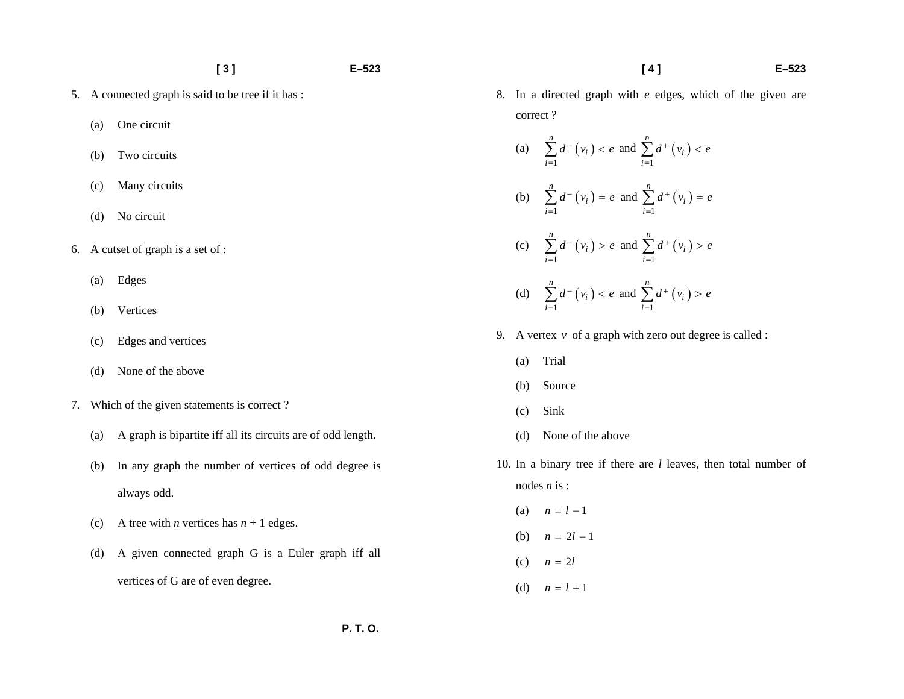5. A connected graph is said to be tree if it has :

   (a) One circuit

   (b) Two circuits

   (c) Many circuits

   (d) No circuit

6. A cutset of graph is a set of :

   (a) Edges

   (b) Vertices

   (c) Edges and vertices

   (d) None of the above

7. Which of the given statements is correct ?

   (a) A graph is bipartite iff all its circuits are of odd length.

   (b) In any graph the number of vertices of odd degree is always odd.

   (c) A tree with $n$ vertices has $n + 1$ edges.

   (d) A given connected graph G is a Euler graph iff all vertices of G are of even degree.

8. In a directed graph with $e$ edges, which of the given are correct ?

   (a) $\sum_{i=1}^{n} d^{-}(v_i) < e$ and $\sum_{i=1}^{n} d^{+}(v_i) < e$

   (b) $\sum_{i=1}^{n} d^{-}(v_i) = e$ and $\sum_{i=1}^{n} d^{+}(v_i) = e$

   (c) $\sum_{i=1}^{n} d^{-}(v_i) > e$ and $\sum_{i=1}^{n} d^{+}(v_i) > e$

   (d) $\sum_{i=1}^{n} d^{-}(v_i) < e$ and $\sum_{i=1}^{n} d^{+}(v_i) > e$

9. A vertex $v$ of a graph with zero out degree is called :

   (a) Trial

   (b) Source

   (c) Sink

   (d) None of the above

10. In a binary tree if there are $l$ leaves, then total number of nodes $n$ is :

    (a) $n = l - 1$

    (b) $n = 2l - 1$

    (c) $n = 2l$

    (d) $n = l + 1$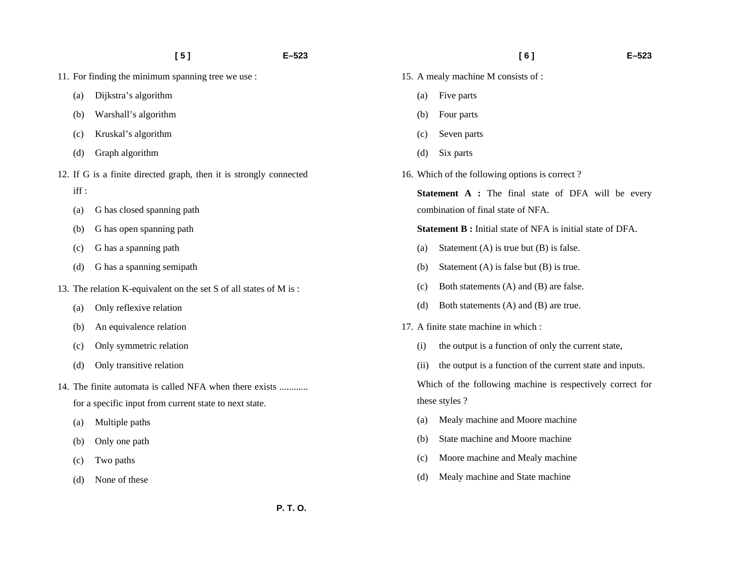11. For finding the minimum spanning tree we use :

    (a) Dijkstra's algorithm

    (b) Warshall's algorithm

    (c) Kruskal's algorithm

    (d) Graph algorithm

12. If G is a finite directed graph, then it is strongly connected iff :

    (a) G has closed spanning path

    (b) G has open spanning path

    (c) G has a spanning path

    (d) G has a spanning semipath

13. The relation K-equivalent on the set S of all states of M is :

    (a) Only reflexive relation

    (b) An equivalence relation

    (c) Only symmetric relation

    (d) Only transitive relation

14. The finite automata is called NFA when there exists ............ for a specific input from current state to next state.

    (a) Multiple paths

    (b) Only one path

    (c) Two paths

    (d) None of these

15. A mealy machine M consists of :

    (a) Five parts

    (b) Four parts

    (c) Seven parts

    (d) Six parts

16. Which of the following options is correct ?

    **Statement A :** The final state of DFA will be every combination of final state of NFA.

    **Statement B :** Initial state of NFA is initial state of DFA.

    (a) Statement (A) is true but (B) is false.

    (b) Statement (A) is false but (B) is true.

    (c) Both statements (A) and (B) are false.

    (d) Both statements (A) and (B) are true.

17. A finite state machine in which :

    (i) the output is a function of only the current state,

    (ii) the output is a function of the current state and inputs.

    Which of the following machine is respectively correct for these styles ?

    (a) Mealy machine and Moore machine

    (b) State machine and Moore machine

    (c) Moore machine and Mealy machine

    (d) Mealy machine and State machine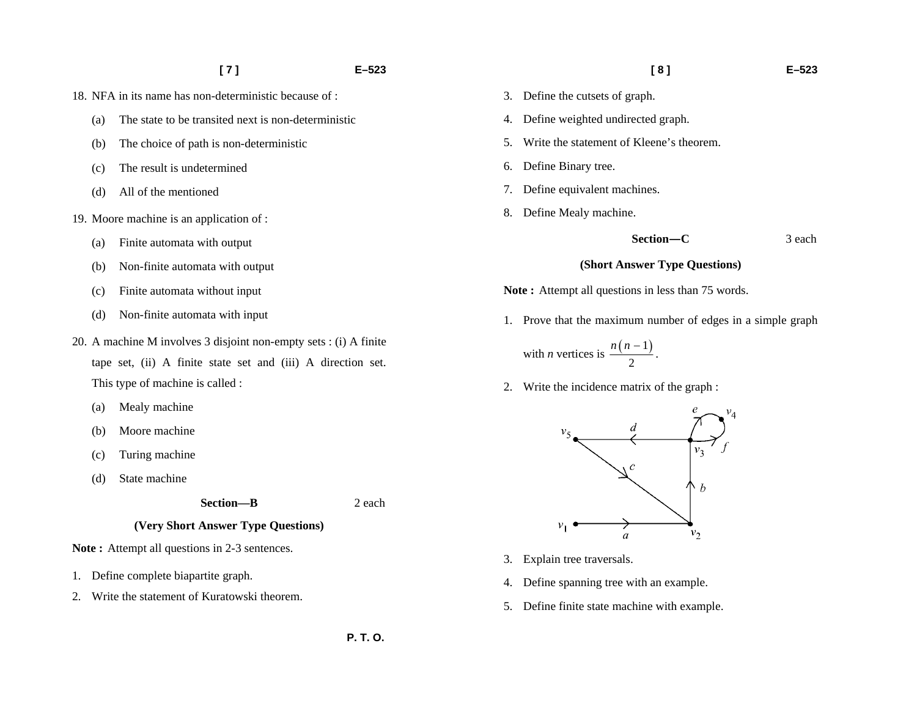18. NFA in its name has non-deterministic because of :

    (a) The state to be transited next is non-deterministic

    (b) The choice of path is non-deterministic

    (c) The result is undetermined

    (d) All of the mentioned

19. Moore machine is an application of :

    (a) Finite automata with output

    (b) Non-finite automata with output

    (c) Finite automata without input

    (d) Non-finite automata with input

20. A machine M involves 3 disjoint non-empty sets : (i) A finite tape set, (ii) A finite state set and (iii) A direction set. This type of machine is called :

    (a) Mealy machine

    (b) Moore machine

    (c) Turing machine

    (d) State machine

## Section—B — 2 each

### (Very Short Answer Type Questions)

**Note :** Attempt all questions in 2-3 sentences.

1. Define complete biapartite graph.
2. Write the statement of Kuratowski theorem.
3. Define the cutsets of graph.
4. Define weighted undirected graph.
5. Write the statement of Kleene's theorem.
6. Define Binary tree.
7. Define equivalent machines.
8. Define Mealy machine.

## Section—C — 3 each

### (Short Answer Type Questions)

**Note :** Attempt all questions in less than 75 words.

1. Prove that the maximum number of edges in a simple graph with $n$ vertices is $\frac{n(n-1)}{2}$.
2. Write the incidence matrix of the graph :

   (Graph with vertices $v_1, v_2, v_3, v_4, v_5$ and edges $a, b, c, d, e, f$)

3. Explain tree traversals.
4. Define spanning tree with an example.
5. Define finite state machine with example.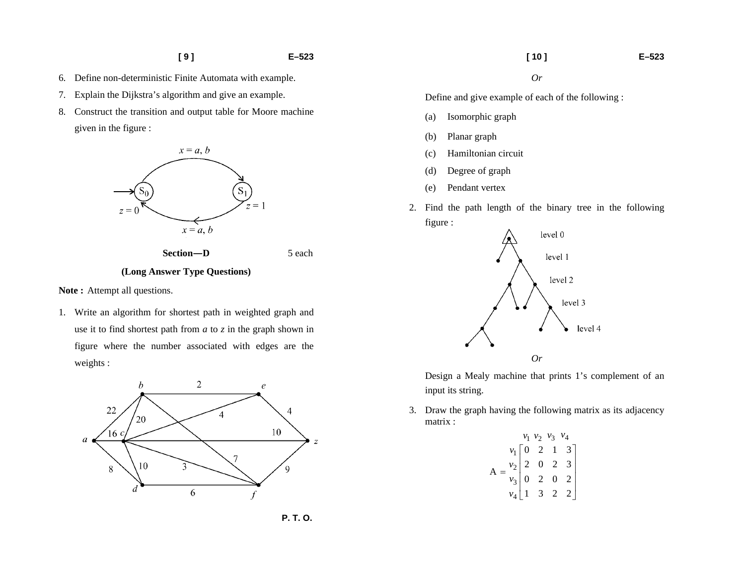6. Define non-deterministic Finite Automata with example.

7. Explain the Dijkstra's algorithm and give an example.

8. Construct the transition and output table for Moore machine given in the figure :

## Section—D 5 each

### (Long Answer Type Questions)

**Note :** Attempt all questions.

1. Write an algorithm for shortest path in weighted graph and use it to find shortest path from *a* to *z* in the graph shown in figure where the number associated with edges are the weights :

*Or*

Define and give example of each of the following :

(a) Isomorphic graph

(b) Planar graph

(c) Hamiltonian circuit

(d) Degree of graph

(e) Pendant vertex

2. Find the path length of the binary tree in the following figure :

*Or*

Design a Mealy machine that prints 1's complement of an input its string.

3. Draw the graph having the following matrix as its adjacency matrix :

$$A = \begin{array}{c} \\ v_1 \\ v_2 \\ v_3 \\ v_4 \end{array} \begin{array}{c} \begin{array}{cccc} v_1 & v_2 & v_3 & v_4 \end{array} \\ \begin{bmatrix} 0 & 2 & 1 & 3 \\ 2 & 0 & 2 & 3 \\ 0 & 2 & 0 & 2 \\ 1 & 3 & 2 & 2 \end{bmatrix} \end{array}$$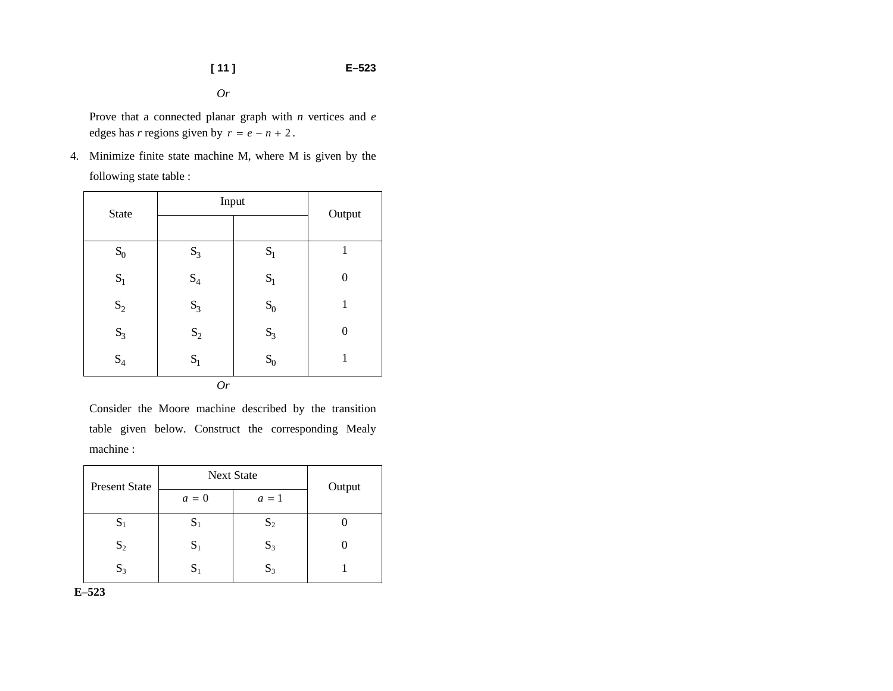*Or*

Prove that a connected planar graph with $n$ vertices and $e$ edges has $r$ regions given by $r = e - n + 2$.

4. Minimize finite state machine M, where M is given by the following state table :

| State | Input | | Output |
|---|---|---|---|
| | | | |
| $S_0$ | $S_3$ | $S_1$ | 1 |
| $S_1$ | $S_4$ | $S_1$ | 0 |
| $S_2$ | $S_3$ | $S_0$ | 1 |
| $S_3$ | $S_2$ | $S_3$ | 0 |
| $S_4$ | $S_1$ | $S_0$ | 1 |

*Or*

Consider the Moore machine described by the transition table given below. Construct the corresponding Mealy machine :

| Present State | Next State | | Output |
|---|---|---|---|
| | $a = 0$ | $a = 1$ | |
| $S_1$ | $S_1$ | $S_2$ | 0 |
| $S_2$ | $S_1$ | $S_3$ | 0 |
| $S_3$ | $S_1$ | $S_3$ | 1 |